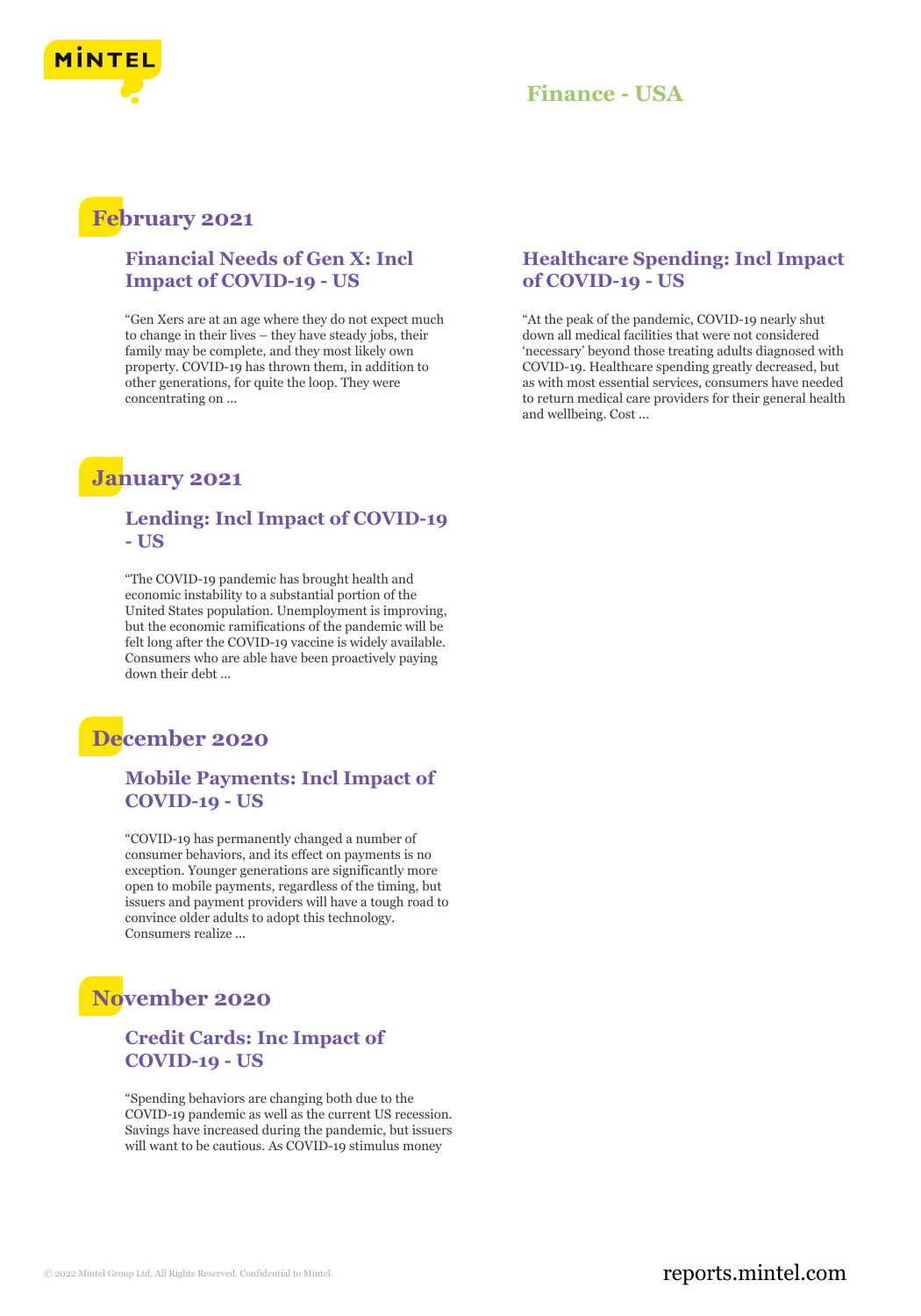# Finance - USA

## February 2021

### Financial Needs of Gen X: Incl Impact of COVID-19 - US

"Gen Xers are at an age where they do not expect much to change in their lives – they have steady jobs, their family may be complete, and they most likely own property. COVID-19 has thrown them, in addition to other generations, for quite the loop. They were concentrating on ...

### Healthcare Spending: Incl Impact of COVID-19 - US

"At the peak of the pandemic, COVID-19 nearly shut down all medical facilities that were not considered 'necessary' beyond those treating adults diagnosed with COVID-19. Healthcare spending greatly decreased, but as with most essential services, consumers have needed to return medical care providers for their general health and wellbeing. Cost ...

## January 2021

### Lending: Incl Impact of COVID-19 - US

"The COVID-19 pandemic has brought health and economic instability to a substantial portion of the United States population. Unemployment is improving, but the economic ramifications of the pandemic will be felt long after the COVID-19 vaccine is widely available. Consumers who are able have been proactively paying down their debt ...

## December 2020

### Mobile Payments: Incl Impact of COVID-19 - US

"COVID-19 has permanently changed a number of consumer behaviors, and its effect on payments is no exception. Younger generations are significantly more open to mobile payments, regardless of the timing, but issuers and payment providers will have a tough road to convince older adults to adopt this technology. Consumers realize ...

## November 2020

### Credit Cards: Inc Impact of COVID-19 - US

"Spending behaviors are changing both due to the COVID-19 pandemic as well as the current US recession. Savings have increased during the pandemic, but issuers will want to be cautious. As COVID-19 stimulus money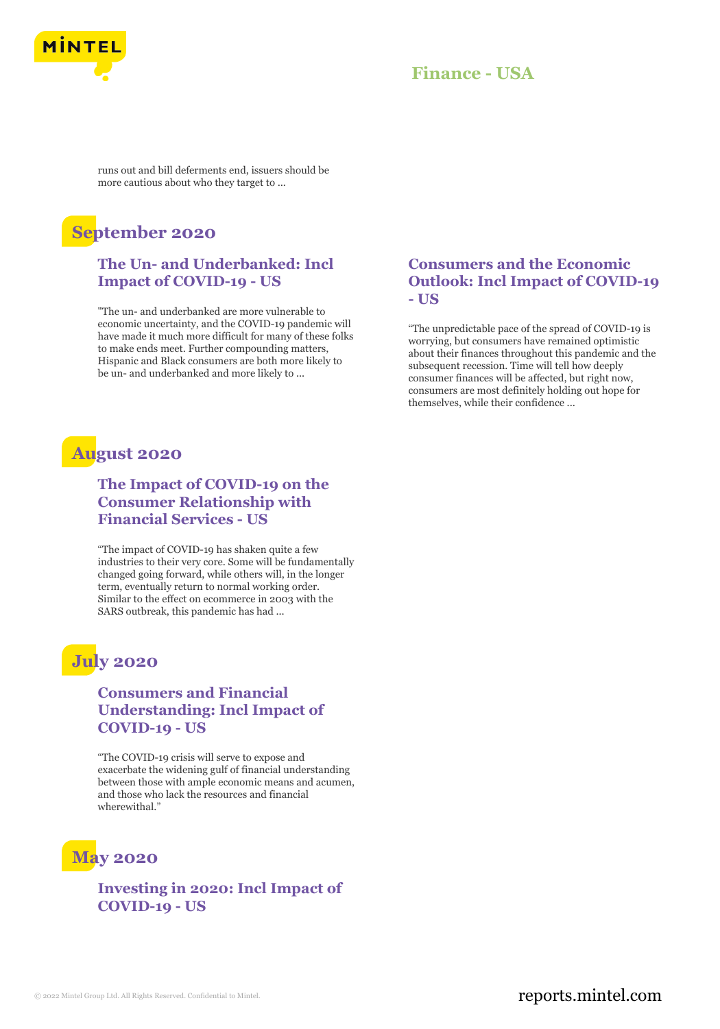runs out and bill deferments end, issuers should be more cautious about who they target to ...

## September 2020

### The Un- and Underbanked: Incl Impact of COVID-19 - US

"The un- and underbanked are more vulnerable to economic uncertainty, and the COVID-19 pandemic will have made it much more difficult for many of these folks to make ends meet. Further compounding matters, Hispanic and Black consumers are both more likely to be un- and underbanked and more likely to ...

### Consumers and the Economic Outlook: Incl Impact of COVID-19 - US

"The unpredictable pace of the spread of COVID-19 is worrying, but consumers have remained optimistic about their finances throughout this pandemic and the subsequent recession. Time will tell how deeply consumer finances will be affected, but right now, consumers are most definitely holding out hope for themselves, while their confidence ...

## August 2020

### The Impact of COVID-19 on the Consumer Relationship with Financial Services - US

"The impact of COVID-19 has shaken quite a few industries to their very core. Some will be fundamentally changed going forward, while others will, in the longer term, eventually return to normal working order. Similar to the effect on ecommerce in 2003 with the SARS outbreak, this pandemic has had ...

## July 2020

### Consumers and Financial Understanding: Incl Impact of COVID-19 - US

"The COVID-19 crisis will serve to expose and exacerbate the widening gulf of financial understanding between those with ample economic means and acumen, and those who lack the resources and financial wherewithal."

## May 2020

### Investing in 2020: Incl Impact of COVID-19 - US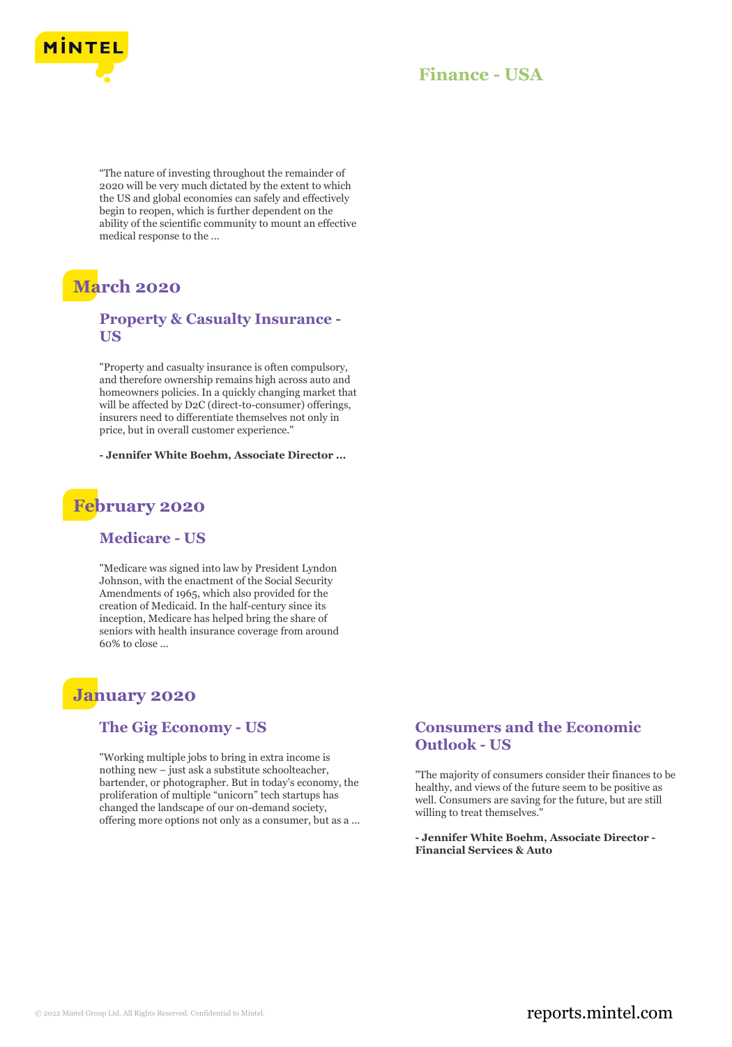"The nature of investing throughout the remainder of 2020 will be very much dictated by the extent to which the US and global economies can safely and effectively begin to reopen, which is further dependent on the ability of the scientific community to mount an effective medical response to the ...

## March 2020

### Property & Casualty Insurance - US

"Property and casualty insurance is often compulsory, and therefore ownership remains high across auto and homeowners policies. In a quickly changing market that will be affected by D2C (direct-to-consumer) offerings, insurers need to differentiate themselves not only in price, but in overall customer experience."

**- Jennifer White Boehm, Associate Director ...**

## February 2020

### Medicare - US

"Medicare was signed into law by President Lyndon Johnson, with the enactment of the Social Security Amendments of 1965, which also provided for the creation of Medicaid. In the half-century since its inception, Medicare has helped bring the share of seniors with health insurance coverage from around 60% to close ...

## January 2020

### The Gig Economy - US

"Working multiple jobs to bring in extra income is nothing new – just ask a substitute schoolteacher, bartender, or photographer. But in today's economy, the proliferation of multiple "unicorn" tech startups has changed the landscape of our on-demand society, offering more options not only as a consumer, but as a ...

### Consumers and the Economic Outlook - US

"The majority of consumers consider their finances to be healthy, and views of the future seem to be positive as well. Consumers are saving for the future, but are still willing to treat themselves."

**- Jennifer White Boehm, Associate Director - Financial Services & Auto**